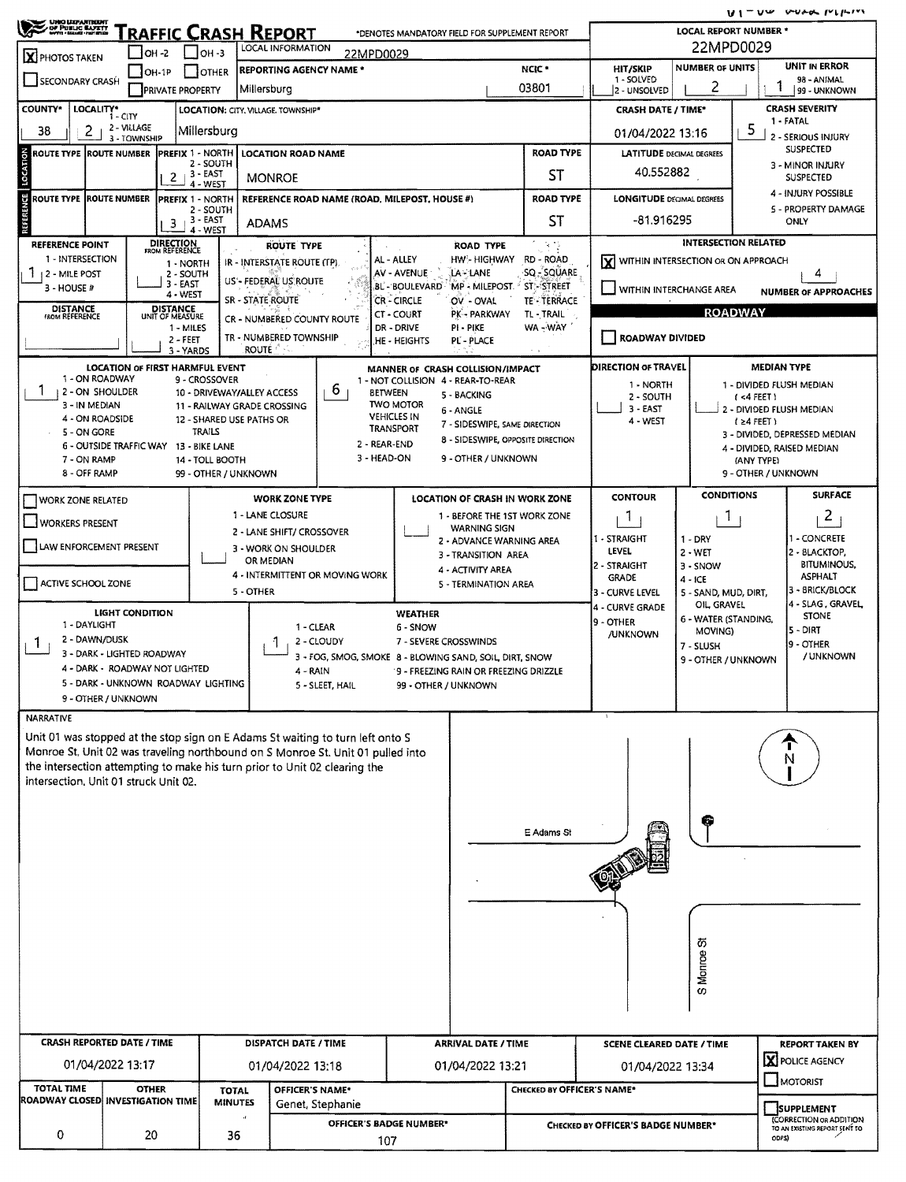# TRAFFIC CRASH REPORT

*DENOTES MANDATORY FIELD FOR SUPPLEMENT REPORT

**LOCAL REPORT NUMBER *** 22MPD0029

| Field | Value |
|---|---|
| PHOTOS TAKEN | X |
| LOCAL INFORMATION | 22MPD0029 |
| REPORTING AGENCY NAME * | Millersburg |
| NCIC * | 03801 |
| HIT/SKIP (1 - SOLVED, 2 - UNSOLVED) | |
| NUMBER OF UNITS | 2 |
| UNIT IN ERROR (98 - ANIMAL, 99 - UNKNOWN) | 1 |
| COUNTY* | 38 |
| LOCALITY* (1 - CITY, 2 - VILLAGE, 3 - TOWNSHIP) | 2 |
| LOCATION: CITY, VILLAGE, TOWNSHIP* | Millersburg |
| CRASH DATE / TIME* | 01/04/2022 13:16 |
| CRASH SEVERITY (1 - FATAL, 2 - SERIOUS INJURY SUSPECTED, 3 - MINOR INJURY SUSPECTED, 4 - INJURY POSSIBLE, 5 - PROPERTY DAMAGE ONLY) | 5 |

## LOCATION

| ROUTE TYPE | ROUTE NUMBER | PREFIX (1 - NORTH, 2 - SOUTH, 3 - EAST, 4 - WEST) | LOCATION ROAD NAME | ROAD TYPE |
|---|---|---|---|---|
| | | 2 | MONROE | ST |

LATITUDE DECIMAL DEGREES: 40.552882

## REFERENCE

| ROUTE TYPE | ROUTE NUMBER | PREFIX | REFERENCE ROAD NAME (ROAD, MILEPOST, HOUSE #) | ROAD TYPE |
|---|---|---|---|---|
| | | 3 | ADAMS | ST |

LONGITUDE DECIMAL DEGREES: -81.916295

REFERENCE POINT (1 - INTERSECTION, 2 - MILE POST, 3 - HOUSE #): 1

DIRECTION FROM REFERENCE: (1 - NORTH, 2 - SOUTH, 3 - EAST, 4 - WEST)

DISTANCE FROM REFERENCE:

DISTANCE UNIT OF MEASURE: (1 - MILES, 2 - FEET, 3 - YARDS)

ROUTE TYPE: IR - INTERSTATE ROUTE (TP), US - FEDERAL US ROUTE, SR - STATE ROUTE, CR - NUMBERED COUNTY ROUTE, TR - NUMBERED TOWNSHIP ROUTE

ROAD TYPE: AL - ALLEY, AV - AVENUE, BL - BOULEVARD, CR - CIRCLE, CT - COURT, DR - DRIVE, HE - HEIGHTS, HW - HIGHWAY, LA - LANE, MP - MILEPOST, OV - OVAL, PK - PARKWAY, PI - PIKE, PL - PLACE, RD - ROAD, SQ - SQUARE, ST - STREET, TE - TERRACE, TL - TRAIL, WA - WAY

## INTERSECTION RELATED

- [X] WITHIN INTERSECTION OR ON APPROACH
- [ ] WITHIN INTERCHANGE AREA

NUMBER OF APPROACHES: 4

## ROADWAY

- [ ] ROADWAY DIVIDED

**LOCATION OF FIRST HARMFUL EVENT:** 1
(1 - ON ROADWAY, 2 - ON SHOULDER, 3 - IN MEDIAN, 4 - ON ROADSIDE, 5 - ON GORE, 6 - OUTSIDE TRAFFIC WAY, 7 - ON RAMP, 8 - OFF RAMP, 9 - CROSSOVER, 10 - DRIVEWAY/ALLEY ACCESS, 11 - RAILWAY GRADE CROSSING, 12 - SHARED USE PATHS OR TRAILS, 13 - BIKE LANE, 14 - TOLL BOOTH, 99 - OTHER / UNKNOWN)

**MANNER OF CRASH COLLISION/IMPACT:** 6
(1 - NOT COLLISION BETWEEN TWO MOTOR VEHICLES IN TRANSPORT, 2 - REAR-END, 3 - HEAD-ON, 4 - REAR-TO-REAR, 5 - BACKING, 6 - ANGLE, 7 - SIDESWIPE, SAME DIRECTION, 8 - SIDESWIPE, OPPOSITE DIRECTION, 9 - OTHER / UNKNOWN)

**DIRECTION OF TRAVEL:** (1 - NORTH, 2 - SOUTH, 3 - EAST, 4 - WEST)

**MEDIAN TYPE:** (1 - DIVIDED FLUSH MEDIAN (<4 FEET), 2 - DIVIDED FLUSH MEDIAN (≥4 FEET), 3 - DIVIDED, DEPRESSED MEDIAN, 4 - DIVIDED, RAISED MEDIAN (ANY TYPE), 9 - OTHER / UNKNOWN)

- [ ] WORK ZONE RELATED
- [ ] WORKERS PRESENT
- [ ] LAW ENFORCEMENT PRESENT
- [ ] ACTIVE SCHOOL ZONE

**WORK ZONE TYPE:** (1 - LANE CLOSURE, 2 - LANE SHIFT/ CROSSOVER, 3 - WORK ON SHOULDER OR MEDIAN, 4 - INTERMITTENT OR MOVING WORK, 5 - OTHER)

**LOCATION OF CRASH IN WORK ZONE:** (1 - BEFORE THE 1ST WORK ZONE WARNING SIGN, 2 - ADVANCE WARNING AREA, 3 - TRANSITION AREA, 4 - ACTIVITY AREA, 5 - TERMINATION AREA)

**CONTOUR:** 1 (1 - STRAIGHT LEVEL, 2 - STRAIGHT GRADE, 3 - CURVE LEVEL, 4 - CURVE GRADE, 9 - OTHER /UNKNOWN)

**CONDITIONS:** 1 (1 - DRY, 2 - WET, 3 - SNOW, 4 - ICE, 5 - SAND, MUD, DIRT, OIL, GRAVEL, 6 - WATER (STANDING, MOVING), 7 - SLUSH, 9 - OTHER / UNKNOWN)

**SURFACE:** 2 (1 - CONCRETE, 2 - BLACKTOP, BITUMINOUS, ASPHALT, 3 - BRICK/BLOCK, 4 - SLAG, GRAVEL, STONE, 5 - DIRT, 9 - OTHER / UNKNOWN)

**LIGHT CONDITION:** 1 (1 - DAYLIGHT, 2 - DAWN/DUSK, 3 - DARK - LIGHTED ROADWAY, 4 - DARK - ROADWAY NOT LIGHTED, 5 - DARK - UNKNOWN ROADWAY LIGHTING, 9 - OTHER / UNKNOWN)

**WEATHER:** 1 (1 - CLEAR, 2 - CLOUDY, 3 - FOG, SMOG, SMOKE, 4 - RAIN, 5 - SLEET, HAIL, 6 - SNOW, 7 - SEVERE CROSSWINDS, 8 - BLOWING SAND, SOIL, DIRT, SNOW, 9 - FREEZING RAIN OR FREEZING DRIZZLE, 99 - OTHER / UNKNOWN)

## NARRATIVE

Unit 01 was stopped at the stop sign on E Adams St waiting to turn left onto S Monroe St. Unit 02 was traveling northbound on S Monroe St. Unit 01 pulled into the intersection attempting to make his turn prior to Unit 02 clearing the intersection. Unit 01 struck Unit 02.

E Adams St

S Monroe St

| CRASH REPORTED DATE / TIME | DISPATCH DATE / TIME | ARRIVAL DATE / TIME | SCENE CLEARED DATE / TIME | REPORT TAKEN BY |
|---|---|---|---|---|
| 01/04/2022 13:17 | 01/04/2022 13:18 | 01/04/2022 13:21 | 01/04/2022 13:34 | [X] POLICE AGENCY [ ] MOTORIST |

| TOTAL TIME ROADWAY CLOSED | OTHER INVESTIGATION TIME | TOTAL MINUTES | OFFICER'S NAME* | CHECKED BY OFFICER'S NAME* |
|---|---|---|---|---|
| 0 | 20 | 36 | Genet, Stephanie | |

OFFICER'S BADGE NUMBER*: 107

CHECKED BY OFFICER'S BADGE NUMBER*:

- [ ] SUPPLEMENT (CORRECTION OR ADDITION TO AN EXISTING REPORT SENT TO ODPS)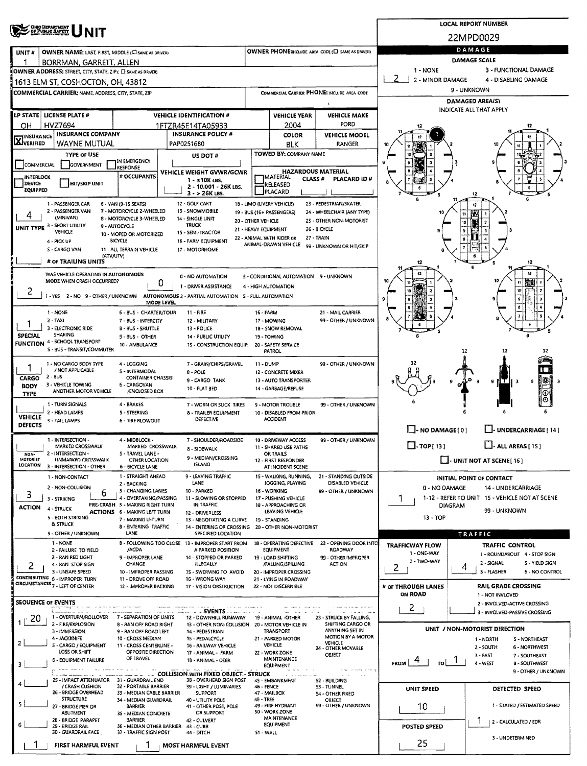# OHIO DEPARTMENT OF PUBLIC SAFETY UNIT

**LOCAL REPORT NUMBER:** 22MPD0029

| UNIT # | OWNER NAME: LAST, FIRST, MIDDLE ( ☐ SAME AS DRIVER) | OWNER PHONE: INCLUDE AREA CODE ( ☐ SAME AS DRIVER) |
|---|---|---|
| 1 | BORRMAN, GARRETT, ALLEN | |

**OWNER ADDRESS:** STREET, CITY, STATE, ZIP ( ☐ SAME AS DRIVER)
1613 ELM ST, COSHOCTON, OH, 43812

**COMMERCIAL CARRIER:** NAME, ADDRESS, CITY, STATE, ZIP

**COMMERCIAL CARRIER PHONE:** INCLUDE AREA CODE

| LP STATE | LICENSE PLATE # | VEHICLE IDENTIFICATION # | VEHICLE YEAR | VEHICLE MAKE |
|---|---|---|---|---|
| OH | HVZ7694 | 1FTZR45E14TA05933 | 2004 | FORD |

| INSURANCE VERIFIED | INSURANCE COMPANY | INSURANCE POLICY # | COLOR | VEHICLE MODEL |
|---|---|---|---|---|
| X | WAYNE MUTUAL | PAP0251680 | BLK | RANGER |

**TYPE OF USE:** ☐ COMMERCIAL ☐ GOVERNMENT ☐ IN EMERGENCY RESPONSE

☐ INTERLOCK DEVICE EQUIPPED ☐ HIT/SKIP UNIT

**# OCCUPANTS:**

**US DOT #:**

**VEHICLE WEIGHT GVWR/GCWR:** 1 - ≤10K LBS. 2 - 10.001 - 26K LBS. 3 - > 26K LBS.

**TOWED BY:** COMPANY NAME

**HAZARDOUS MATERIAL:** ☐ MATERIAL CLASS # ☐ RELEASED ☐ PLACARD — PLACARD ID #

**UNIT TYPE:** 4
1 - PASSENGER CAR, 2 - PASSENGER VAN (MINIVAN), 3 - SPORT UTILITY VEHICLE, 4 - PICK UP, 5 - CARGO VAN, 6 - VAN (9-15 SEATS), 7 - MOTORCYCLE 2-WHEELED, 8 - MOTORCYCLE 3-WHEELED, 9 - AUTOCYCLE, 10 - MOPED OR MOTORIZED BICYCLE, 11 - ALL TERRAIN VEHICLE (ATV/UTV), 12 - GOLF CART, 13 - SNOWMOBILE, 14 - SINGLE UNIT TRUCK, 15 - SEMI-TRACTOR, 16 - FARM EQUIPMENT, 17 - MOTORHOME, 18 - LIMO (LIVERY VEHICLE), 19 - BUS (16+ PASSENGERS), 20 - OTHER VEHICLE, 21 - HEAVY EQUIPMENT, 22 - ANIMAL WITH RIDER OR ANIMAL-DRAWN VEHICLE, 23 - PEDESTRIAN/SKATER, 24 - WHEELCHAIR (ANY TYPE), 25 - OTHER NON-MOTORIST, 26 - BICYCLE, 27 - TRAIN, 99 - UNKNOWN OR HIT/SKIP

**# OF TRAILING UNITS:**

**WAS VEHICLE OPERATING IN AUTONOMOUS MODE WHEN CRASH OCCURRED?** 2
1 - YES 2 - NO 9 - OTHER / UNKNOWN

**AUTONOMOUS MODE LEVEL:** 0
0 - NO AUTOMATION, 1 - DRIVER ASSISTANCE, 2 - PARTIAL AUTOMATION, 3 - CONDITIONAL AUTOMATION, 4 - HIGH AUTOMATION, 5 - FULL AUTOMATION, 9 - UNKNOWN

**SPECIAL FUNCTION:** 1
1 - NONE, 2 - TAXI, 3 - ELECTRONIC RIDE SHARING, 4 - SCHOOL TRANSPORT, 5 - BUS - TRANSIT/COMMUTER, 6 - BUS - CHARTER/TOUR, 7 - BUS - INTERCITY, 8 - BUS - SHUTTLE, 9 - BUS - OTHER, 10 - AMBULANCE, 11 - FIRE, 12 - MILITARY, 13 - POLICE, 14 - PUBLIC UTILITY, 15 - CONSTRUCTION EQUIP., 16 - FARM, 17 - MOWING, 18 - SNOW REMOVAL, 19 - TOWING, 20 - SAFETY SERVICE PATROL, 21 - MAIL CARRIER, 99 - OTHER / UNKNOWN

**CARGO BODY TYPE:** 1
1 - NO CARGO BODY TYPE / NOT APPLICABLE, 2 - BUS, 3 - VEHICLE TOWING ANOTHER MOTOR VEHICLE, 4 - LOGGING, 5 - INTERMODAL CONTAINER CHASSIS, 6 - CARGOVAN /ENCLOSED BOX, 7 - GRAIN/CHIPS/GRAVEL, 8 - POLE, 9 - CARGO TANK, 10 - FLAT BED, 11 - DUMP, 12 - CONCRETE MIXER, 13 - AUTO TRANSPORTER, 14 - GARBAGE/REFUSE, 99 - OTHER / UNKNOWN

**VEHICLE DEFECTS:**
1 - TURN SIGNALS, 2 - HEAD LAMPS, 3 - TAIL LAMPS, 4 - BRAKES, 5 - STEERING, 6 - TIRE BLOWOUT, 7 - WORN OR SLICK TIRES, 8 - TRAILER EQUIPMENT DEFECTIVE, 9 - MOTOR TROUBLE, 10 - DISABLED FROM PRIOR ACCIDENT, 99 - OTHER / UNKNOWN

**NON-MOTORIST LOCATION:**
1 - INTERSECTION - MARKED CROSSWALK, 2 - INTERSECTION - UNMARKED CROSSWALK, 3 - INTERSECTION - OTHER, 4 - MIDBLOCK - MARKED CROSSWALK, 5 - TRAVEL LANE - OTHER LOCATION, 6 - BICYCLE LANE, 7 - SHOULDER/ROADSIDE, 8 - SIDEWALK, 9 - MEDIAN/CROSSING ISLAND, 10 - DRIVEWAY ACCESS, 11 - SHARED USE PATHS OR TRAILS, 12 - FIRST RESPONDER AT INCIDENT SCENE, 99 - OTHER / UNKNOWN

**ACTION:** 3
1 - NON-CONTACT, 2 - NON-COLLISION, 3 - STRIKING, 4 - STRUCK, 5 - BOTH STRIKING & STRUCK, 9 - OTHER / UNKNOWN

**PRE-CRASH ACTIONS:** 6
1 - STRAIGHT AHEAD, 2 - BACKING, 3 - CHANGING LANES, 4 - OVERTAKING/PASSING, 5 - MAKING RIGHT TURN, 6 - MAKING LEFT TURN, 7 - MAKING U-TURN, 8 - ENTERING TRAFFIC LANE, 9 - LEAVING TRAFFIC LANE, 10 - PARKED, 11 - SLOWING OR STOPPED IN TRAFFIC, 12 - DRIVERLESS, 13 - NEGOTIATING A CURVE, 14 - ENTERING OR CROSSING SPECIFIED LOCATION, 15 - WALKING, RUNNING, JOGGING, PLAYING, 16 - WORKING, 17 - PUSHING VEHICLE, 18 - APPROACHING OR LEAVING VEHICLE, 19 - STANDING, 20 - OTHER NON-MOTORIST, 21 - STANDING OUTSIDE DISABLED VEHICLE, 99 - OTHER / UNKNOWN

**CONTRIBUTING CIRCUMSTANCES:** 2
1 - NONE, 2 - FAILURE TO YIELD, 3 - RAN RED LIGHT, 4 - RAN STOP SIGN, 5 - UNSAFE SPEED, 6 - IMPROPER TURN, 7 - LEFT OF CENTER, 8 - FOLLOWING TOO CLOSE /ACDA, 9 - IMPROPER LANE CHANGE, 10 - IMPROPER PASSING, 11 - DROVE OFF ROAD, 12 - IMPROPER BACKING, 13 - IMPROPER START FROM A PARKED POSITION, 14 - STOPPED OR PARKED ILLEGALLY, 15 - SWERVING TO AVOID, 16 - WRONG WAY, 17 - VISION OBSTRUCTION, 18 - OPERATING DEFECTIVE EQUIPMENT, 19 - LOAD SHIFTING /FALLING/SPILLING, 20 - IMPROPER CROSSING, 21 - LYING IN ROADWAY, 22 - NOT DISCERNIBLE, 23 - OPENING DOOR INTO ROADWAY, 99 - OTHER IMPROPER ACTION

**SEQUENCE OF EVENTS:** 1: 20, 2: , 3: , 4: , 5: , 6:

**EVENTS:**
1 - OVERTURN/ROLLOVER, 2 - FIRE/EXPLOSION, 3 - IMMERSION, 4 - JACKKNIFE, 5 - CARGO / EQUIPMENT LOSS OR SHIFT, 6 - EQUIPMENT FAILURE, 7 - SEPARATION OF UNITS, 8 - RAN OFF ROAD RIGHT, 9 - RAN OFF ROAD LEFT, 10 - CROSS MEDIAN, 11 - CROSS CENTERLINE - OPPOSITE DIRECTION OF TRAVEL, 12 - DOWNHILL RUNAWAY, 13 - OTHER NON-COLLISION, 14 - PEDESTRIAN, 15 - PEDALCYCLE, 16 - RAILWAY VEHICLE, 17 - ANIMAL - FARM, 18 - ANIMAL - DEER, 19 - ANIMAL - OTHER, 20 - MOTOR VEHICLE IN TRANSPORT, 21 - PARKED MOTOR VEHICLE, 22 - WORK ZONE MAINTENANCE EQUIPMENT, 23 - STRUCK BY FALLING, SHIFTING CARGO OR ANYTHING SET IN MOTION BY A MOTOR VEHICLE, 24 - OTHER MOVABLE OBJECT

**COLLISION WITH FIXED OBJECT - STRUCK:**
25 - IMPACT ATTENUATOR / CRASH CUSHION, 26 - BRIDGE OVERHEAD STRUCTURE, 27 - BRIDGE PIER OR ABUTMENT, 28 - BRIDGE PARAPET, 29 - BRIDGE RAIL, 30 - GUARDRAIL FACE, 31 - GUARDRAIL END, 32 - PORTABLE BARRIER, 33 - MEDIAN CABLE BARRIER, 34 - MEDIAN GUARDRAIL BARRIER, 35 - MEDIAN CONCRETE BARRIER, 36 - MEDIAN OTHER BARRIER, 37 - TRAFFIC SIGN POST, 38 - OVERHEAD SIGN POST, 39 - LIGHT / LUMINARIES SUPPORT, 40 - UTILITY POLE, 41 - OTHER POST, POLE OR SUPPORT, 42 - CULVERT, 43 - CURB, 44 - DITCH, 45 - EMBANKMENT, 46 - FENCE, 47 - MAILBOX, 48 - TREE, 49 - FIRE HYDRANT, 50 - WORK ZONE MAINTENANCE EQUIPMENT, 51 - WALL, 52 - BUILDING, 53 - TUNNEL, 54 - OTHER FIXED OBJECT, 99 - OTHER / UNKNOWN

**FIRST HARMFUL EVENT:** 1 **MOST HARMFUL EVENT:** 1

## DAMAGE

**DAMAGE SCALE:** 2
1 - NONE, 2 - MINOR DAMAGE, 3 - FUNCTIONAL DAMAGE, 4 - DISABLING DAMAGE, 9 - UNKNOWN

**DAMAGED AREA(S)** — INDICATE ALL THAT APPLY: 1

☐ - NO DAMAGE [ 0 ] ☐ - UNDERCARRIAGE [ 14 ] ☐ - TOP [ 13 ] ☐ - ALL AREAS [ 15 ] ☐ - UNIT NOT AT SCENE [ 16 ]

**INITIAL POINT OF CONTACT:** 1
0 - NO DAMAGE, 1-12 - REFER TO UNIT DIAGRAM, 13 - TOP, 14 - UNDERCARRIAGE, 15 - VEHICLE NOT AT SCENE, 99 - UNKNOWN

## TRAFFIC

**TRAFFICWAY FLOW:** 2
1 - ONE-WAY, 2 - TWO-WAY

**TRAFFIC CONTROL:** 4
1 - ROUNDABOUT, 2 - SIGNAL, 3 - FLASHER, 4 - STOP SIGN, 5 - YIELD SIGN, 6 - NO CONTROL

**# OF THROUGH LANES ON ROAD:** 2

**RAIL GRADE CROSSING:**
1 - NOT INVLOVED, 2 - INVOLVED-ACTIVE CROSSING, 3 - INVOLVED-PASSIVE CROSSING

**UNIT / NON-MOTORIST DIRECTION:** FROM 4 TO 1
1 - NORTH, 2 - SOUTH, 3 - EAST, 4 - WEST, 5 - NORTHEAST, 6 - NORTHWEST, 7 - SOUTHEAST, 8 - SOUTHWEST, 9 - OTHER / UNKNOWN

**UNIT SPEED:** 10

**POSTED SPEED:** 25

**DETECTED SPEED:** 1
1 - STATED / ESTIMATED SPEED, 2 - CALCULATED / EDR, 3 - UNDETERMINED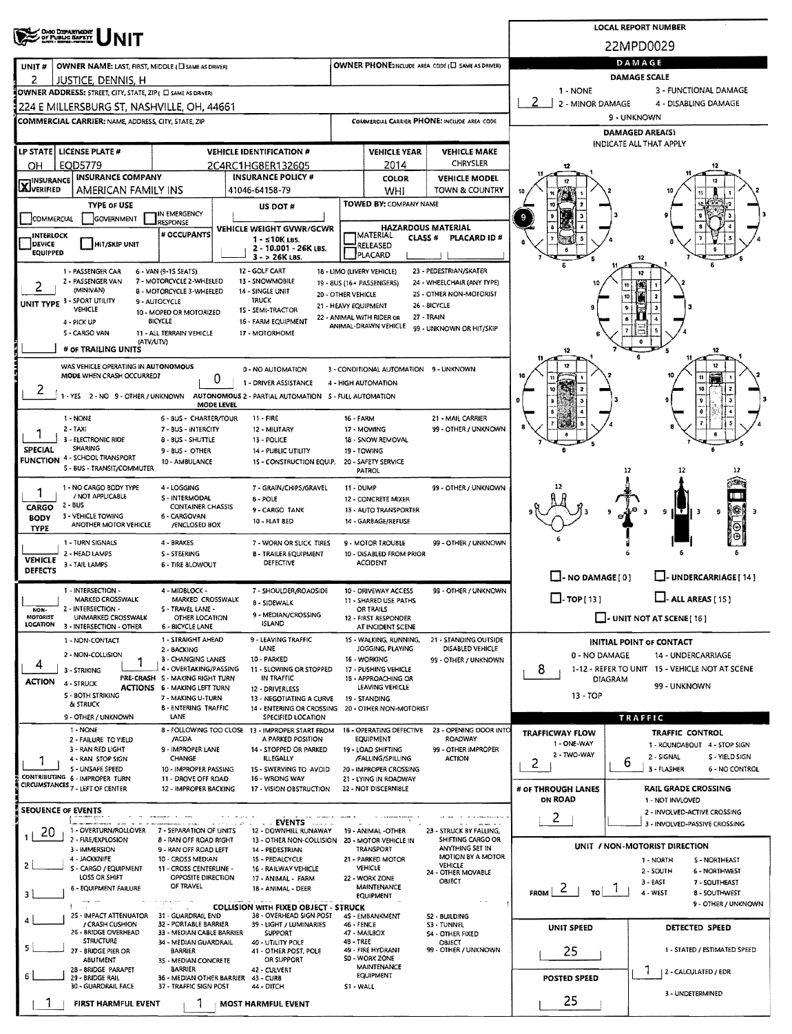# UNIT

**LOCAL REPORT NUMBER:** 22MPD0029

| UNIT # | OWNER NAME: LAST, FIRST, MIDDLE (☐ SAME AS DRIVER) | OWNER PHONE: INCLUDE AREA CODE (☐ SAME AS DRIVER) |
|---|---|---|
| 2 | JUSTICE, DENNIS, H | |

**OWNER ADDRESS:** STREET, CITY, STATE, ZIP (☐ SAME AS DRIVER)
224 E MILLERSBURG ST, NASHVILLE, OH, 44661

**COMMERCIAL CARRIER:** NAME, ADDRESS, CITY, STATE, ZIP | **COMMERCIAL CARRIER PHONE:** INCLUDE AREA CODE

| LP STATE | LICENSE PLATE # | VEHICLE IDENTIFICATION # | VEHICLE YEAR | VEHICLE MAKE |
|---|---|---|---|---|
| OH | EQD5779 | 2C4RC1HG8ER132605 | 2014 | CHRYSLER |

| INSURANCE ☒ VERIFIED | INSURANCE COMPANY | INSURANCE POLICY # | COLOR | VEHICLE MODEL |
|---|---|---|---|---|
| | AMERICAN FAMILY INS | 41046-64158-79 | WHI | TOWN & COUNTRY |

**TYPE OF USE:** ☐ COMMERCIAL ☐ GOVERNMENT ☐ IN EMERGENCY RESPONSE
**US DOT #**
**TOWED BY:** COMPANY NAME
☐ INTERLOCK DEVICE EQUIPPED ☐ HIT/SKIP UNIT
**# OCCUPANTS**
**VEHICLE WEIGHT GVWR/GCWR:** 1 - ≤10K LBS. 2 - 10,001 - 26K LBS. 3 - > 26K LBS.
**HAZARDOUS MATERIAL:** ☐ MATERIAL RELEASED ☐ PLACARD | CLASS # | PLACARD ID #

**UNIT TYPE:** 2
1 - PASSENGER CAR, 2 - PASSENGER VAN (MINIVAN), 3 - SPORT UTILITY VEHICLE, 4 - PICK UP, 5 - CARGO VAN, 6 - VAN (9-15 SEATS), 7 - MOTORCYCLE 2-WHEELED, 8 - MOTORCYCLE 3-WHEELED, 9 - AUTOCYCLE, 10 - MOPED OR MOTORIZED BICYCLE, 11 - ALL TERRAIN VEHICLE (ATV/UTV), 12 - GOLF CART, 13 - SNOWMOBILE, 14 - SINGLE UNIT TRUCK, 15 - SEMI-TRACTOR, 16 - FARM EQUIPMENT, 17 - MOTORHOME, 18 - LIMO (LIVERY VEHICLE), 19 - BUS (16+ PASSENGERS), 20 - OTHER VEHICLE, 21 - HEAVY EQUIPMENT, 22 - ANIMAL WITH RIDER OR ANIMAL-DRAWN VEHICLE, 23 - PEDESTRIAN/SKATER, 24 - WHEELCHAIR (ANY TYPE), 25 - OTHER NON-MOTORIST, 26 - BICYCLE, 27 - TRAIN, 99 - UNKNOWN OR HIT/SKIP
**# OF TRAILING UNITS**

**WAS VEHICLE OPERATING IN AUTONOMOUS MODE WHEN CRASH OCCURRED?** 2
1 - YES 2 - NO 9 - OTHER / UNKNOWN
**AUTONOMOUS MODE LEVEL:** 0
0 - NO AUTOMATION, 1 - DRIVER ASSISTANCE, 2 - PARTIAL AUTOMATION, 3 - CONDITIONAL AUTOMATION, 4 - HIGH AUTOMATION, 5 - FULL AUTOMATION, 9 - UNKNOWN

**SPECIAL FUNCTION:** 1
1 - NONE, 2 - TAXI, 3 - ELECTRONIC RIDE SHARING, 4 - SCHOOL TRANSPORT, 5 - BUS - TRANSIT/COMMUTER, 6 - BUS - CHARTER/TOUR, 7 - BUS - INTERCITY, 8 - BUS - SHUTTLE, 9 - BUS - OTHER, 10 - AMBULANCE, 11 - FIRE, 12 - MILITARY, 13 - POLICE, 14 - PUBLIC UTILITY, 15 - CONSTRUCTION EQUIP., 16 - FARM, 17 - MOWING, 18 - SNOW REMOVAL, 19 - TOWING, 20 - SAFETY SERVICE PATROL, 21 - MAIL CARRIER, 99 - OTHER / UNKNOWN

**CARGO BODY TYPE:** 1
1 - NO CARGO BODY TYPE / NOT APPLICABLE, 2 - BUS, 3 - VEHICLE TOWING ANOTHER MOTOR VEHICLE, 4 - LOGGING, 5 - INTERMODAL CONTAINER CHASSIS, 6 - CARGOVAN /ENCLOSED BOX, 7 - GRAIN/CHIPS/GRAVEL, 8 - POLE, 9 - CARGO TANK, 10 - FLAT BED, 11 - DUMP, 12 - CONCRETE MIXER, 13 - AUTO TRANSPORTER, 14 - GARBAGE/REFUSE, 99 - OTHER / UNKNOWN

**VEHICLE DEFECTS:**
1 - TURN SIGNALS, 2 - HEAD LAMPS, 3 - TAIL LAMPS, 4 - BRAKES, 5 - STEERING, 6 - TIRE BLOWOUT, 7 - WORN OR SLICK TIRES, 8 - TRAILER EQUIPMENT DEFECTIVE, 9 - MOTOR TROUBLE, 10 - DISABLED FROM PRIOR ACCIDENT, 99 - OTHER / UNKNOWN

**NON-MOTORIST LOCATION:**
1 - INTERSECTION - MARKED CROSSWALK, 2 - INTERSECTION - UNMARKED CROSSWALK, 3 - INTERSECTION - OTHER, 4 - MIDBLOCK - MARKED CROSSWALK, 5 - TRAVEL LANE - OTHER LOCATION, 6 - BICYCLE LANE, 7 - SHOULDER/ROADSIDE, 8 - SIDEWALK, 9 - MEDIAN/CROSSING ISLAND, 10 - DRIVEWAY ACCESS, 11 - SHARED USE PATHS OR TRAILS, 12 - FIRST RESPONDER AT INCIDENT SCENE, 99 - OTHER / UNKNOWN

**ACTION:** 4
1 - NON-CONTACT, 2 - NON-COLLISION, 3 - STRIKING, 4 - STRUCK, 5 - BOTH STRIKING & STRUCK, 9 - OTHER / UNKNOWN

**PRE-CRASH ACTIONS:** 1
1 - STRAIGHT AHEAD, 2 - BACKING, 3 - CHANGING LANES, 4 - OVERTAKING/PASSING, 5 - MAKING RIGHT TURN, 6 - MAKING LEFT TURN, 7 - MAKING U-TURN, 8 - ENTERING TRAFFIC LANE, 9 - LEAVING TRAFFIC LANE, 10 - PARKED, 11 - SLOWING OR STOPPED IN TRAFFIC, 12 - DRIVERLESS, 13 - NEGOTIATING A CURVE, 14 - ENTERING OR CROSSING SPECIFIED LOCATION, 15 - WALKING, RUNNING, JOGGING, PLAYING, 16 - WORKING, 17 - PUSHING VEHICLE, 18 - APPROACHING OR LEAVING VEHICLE, 19 - STANDING, 20 - OTHER NON-MOTORIST, 21 - STANDING OUTSIDE DISABLED VEHICLE, 99 - OTHER / UNKNOWN

**CONTRIBUTING CIRCUMSTANCES:** 1
1 - NONE, 2 - FAILURE TO YIELD, 3 - RAN RED LIGHT, 4 - RAN STOP SIGN, 5 - UNSAFE SPEED, 6 - IMPROPER TURN, 7 - LEFT OF CENTER, 8 - FOLLOWING TOO CLOSE /ACDA, 9 - IMPROPER LANE CHANGE, 10 - IMPROPER PASSING, 11 - DROVE OFF ROAD, 12 - IMPROPER BACKING, 13 - IMPROPER START FROM A PARKED POSITION, 14 - STOPPED OR PARKED ILLEGALLY, 15 - SWERVING TO AVOID, 16 - WRONG WAY, 17 - VISION OBSTRUCTION, 18 - OPERATING DEFECTIVE EQUIPMENT, 19 - LOAD SHIFTING /FALLING/SPILLING, 20 - IMPROPER CROSSING, 21 - LYING IN ROADWAY, 22 - NOT DISCERNIBLE, 23 - OPENING DOOR INTO ROADWAY, 99 - OTHER IMPROPER ACTION

**SEQUENCE OF EVENTS**
1: 20
2:
3:
4:
5:
6:

**EVENTS:** 1 - OVERTURN/ROLLOVER, 2 - FIRE/EXPLOSION, 3 - IMMERSION, 4 - JACKKNIFE, 5 - CARGO / EQUIPMENT LOSS OR SHIFT, 6 - EQUIPMENT FAILURE, 7 - SEPARATION OF UNITS, 8 - RAN OFF ROAD RIGHT, 9 - RAN OFF ROAD LEFT, 10 - CROSS MEDIAN, 11 - CROSS CENTERLINE - OPPOSITE DIRECTION OF TRAVEL, 12 - DOWNHILL RUNAWAY, 13 - OTHER NON-COLLISION, 14 - PEDESTRIAN, 15 - PEDALCYCLE, 16 - RAILWAY VEHICLE, 17 - ANIMAL - FARM, 18 - ANIMAL - DEER, 19 - ANIMAL - OTHER, 20 - MOTOR VEHICLE IN TRANSPORT, 21 - PARKED MOTOR VEHICLE, 22 - WORK ZONE MAINTENANCE EQUIPMENT, 23 - STRUCK BY FALLING, SHIFTING CARGO OR ANYTHING SET IN MOTION BY A MOTOR VEHICLE, 24 - OTHER MOVABLE OBJECT

**COLLISION WITH FIXED OBJECT - STRUCK:** 25 - IMPACT ATTENUATOR / CRASH CUSHION, 26 - BRIDGE OVERHEAD STRUCTURE, 27 - BRIDGE PIER OR ABUTMENT, 28 - BRIDGE PARAPET, 29 - BRIDGE RAIL, 30 - GUARDRAIL FACE, 31 - GUARDRAIL END, 32 - PORTABLE BARRIER, 33 - MEDIAN CABLE BARRIER, 34 - MEDIAN GUARDRAIL BARRIER, 35 - MEDIAN CONCRETE BARRIER, 36 - MEDIAN OTHER BARRIER, 37 - TRAFFIC SIGN POST, 38 - OVERHEAD SIGN POST, 39 - LIGHT / LUMINARIES SUPPORT, 40 - UTILITY POLE, 41 - OTHER POST, POLE OR SUPPORT, 42 - CULVERT, 43 - CURB, 44 - DITCH, 45 - EMBANKMENT, 46 - FENCE, 47 - MAILBOX, 48 - TREE, 49 - FIRE HYDRANT, 50 - WORK ZONE MAINTENANCE EQUIPMENT, 51 - WALL, 52 - BUILDING, 53 - TUNNEL, 54 - OTHER FIXED OBJECT, 99 - OTHER / UNKNOWN

**FIRST HARMFUL EVENT:** 1 | **MOST HARMFUL EVENT:** 1

## DAMAGE

**DAMAGE SCALE:** 2
1 - NONE, 2 - MINOR DAMAGE, 3 - FUNCTIONAL DAMAGE, 4 - DISABLING DAMAGE, 9 - UNKNOWN

**DAMAGED AREA(S)** — INDICATE ALL THAT APPLY: 9

☐ NO DAMAGE [0] ☐ UNDERCARRIAGE [14] ☐ TOP [13] ☐ ALL AREAS [15] ☐ UNIT NOT AT SCENE [16]

**INITIAL POINT OF CONTACT:** 8
0 - NO DAMAGE, 1-12 - REFER TO UNIT DIAGRAM, 13 - TOP, 14 - UNDERCARRIAGE, 15 - VEHICLE NOT AT SCENE, 99 - UNKNOWN

## TRAFFIC

**TRAFFICWAY FLOW:** 2 (1 - ONE-WAY, 2 - TWO-WAY)
**TRAFFIC CONTROL:** 6 (1 - ROUNDABOUT, 2 - SIGNAL, 3 - FLASHER, 4 - STOP SIGN, 5 - YIELD SIGN, 6 - NO CONTROL)
**# OF THROUGH LANES ON ROAD:** 2
**RAIL GRADE CROSSING:** 1 - NOT INVLOVED, 2 - INVOLVED-ACTIVE CROSSING, 3 - INVOLVED-PASSIVE CROSSING

**UNIT / NON-MOTORIST DIRECTION:** FROM 2 TO 1
1 - NORTH, 2 - SOUTH, 3 - EAST, 4 - WEST, 5 - NORTHEAST, 6 - NORTHWEST, 7 - SOUTHEAST, 8 - SOUTHWEST, 9 - OTHER / UNKNOWN

**UNIT SPEED:** 25
**POSTED SPEED:** 25
**DETECTED SPEED:** 1 (1 - STATED / ESTIMATED SPEED, 2 - CALCULATED / EDR, 3 - UNDETERMINED)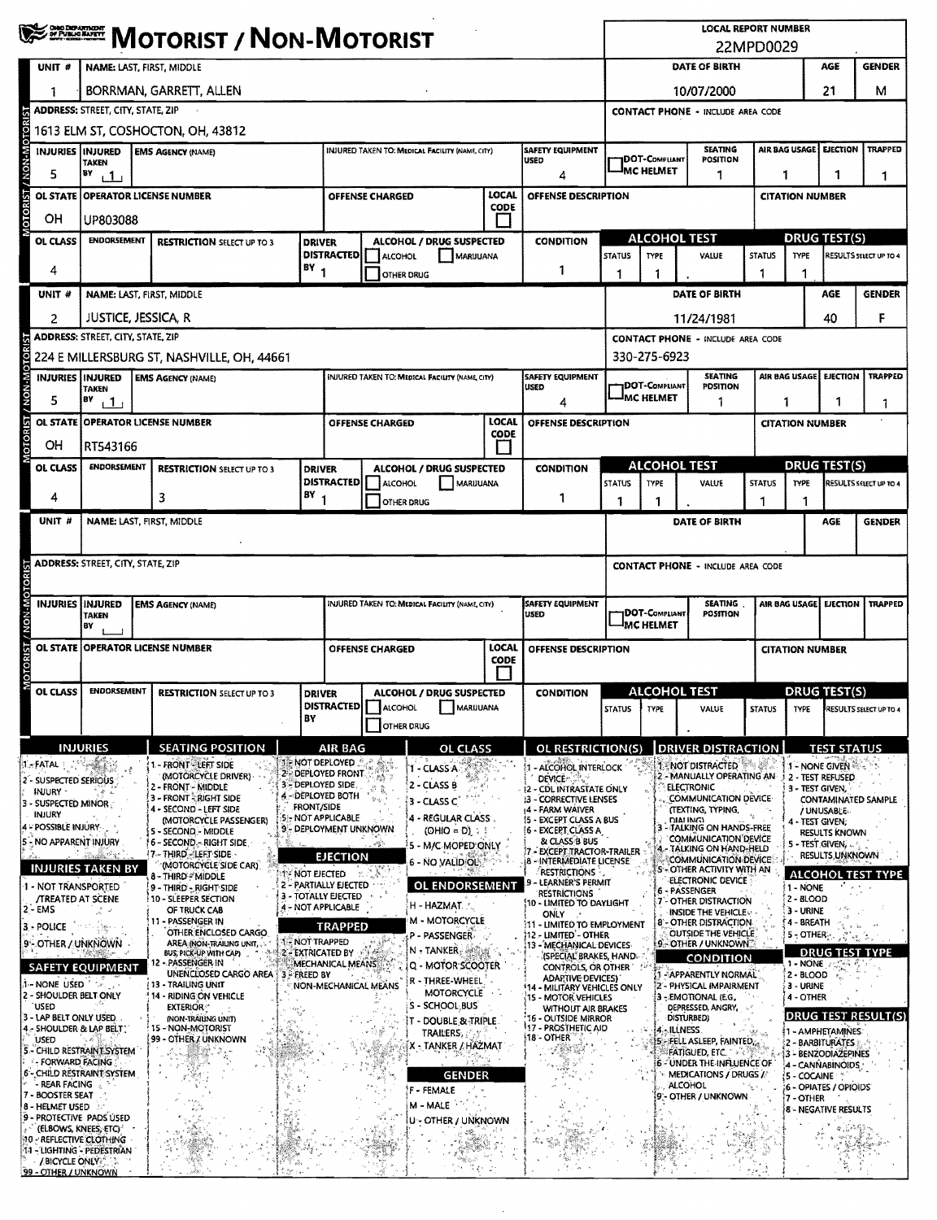# MOTORIST / NON-MOTORIST

**LOCAL REPORT NUMBER:** 22MPD0029

## Unit 1

| UNIT # | NAME: LAST, FIRST, MIDDLE | DATE OF BIRTH | AGE | GENDER |
|---|---|---|---|---|
| 1 | BORRMAN, GARRETT, ALLEN | 10/07/2000 | 21 | M |

| ADDRESS: STREET, CITY, STATE, ZIP | CONTACT PHONE - INCLUDE AREA CODE |
|---|---|
| 1613 ELM ST, COSHOCTON, OH, 43812 | |

| INJURIES | INJURED TAKEN BY | EMS AGENCY (NAME) | INJURED TAKEN TO: MEDICAL FACILITY (NAME, CITY) | SAFETY EQUIPMENT USED | DOT-COMPLIANT MC HELMET | SEATING POSITION | AIR BAG USAGE | EJECTION | TRAPPED |
|---|---|---|---|---|---|---|---|---|---|
| 5 | 1 | | | 4 | | 1 | 1 | 1 | 1 |

| OL STATE | OPERATOR LICENSE NUMBER | OFFENSE CHARGED | LOCAL CODE | OFFENSE DESCRIPTION | CITATION NUMBER |
|---|---|---|---|---|---|
| OH | UP803088 | | | | |

| OL CLASS | ENDORSEMENT | RESTRICTION SELECT UP TO 3 | DRIVER DISTRACTED BY | ALCOHOL / DRUG SUSPECTED | CONDITION | ALCOHOL TEST STATUS | ALCOHOL TEST TYPE | ALCOHOL TEST VALUE | DRUG TEST STATUS | DRUG TEST TYPE | RESULTS SELECT UP TO 4 |
|---|---|---|---|---|---|---|---|---|---|---|---|
| 4 | | | 1 | | 1 | 1 | 1 | . | 1 | 1 | |

## Unit 2

| UNIT # | NAME: LAST, FIRST, MIDDLE | DATE OF BIRTH | AGE | GENDER |
|---|---|---|---|---|
| 2 | JUSTICE, JESSICA, R | 11/24/1981 | 40 | F |

| ADDRESS: STREET, CITY, STATE, ZIP | CONTACT PHONE - INCLUDE AREA CODE |
|---|---|
| 224 E MILLERSBURG ST, NASHVILLE, OH, 44661 | 330-275-6923 |

| INJURIES | INJURED TAKEN BY | EMS AGENCY (NAME) | INJURED TAKEN TO: MEDICAL FACILITY (NAME, CITY) | SAFETY EQUIPMENT USED | DOT-COMPLIANT MC HELMET | SEATING POSITION | AIR BAG USAGE | EJECTION | TRAPPED |
|---|---|---|---|---|---|---|---|---|---|
| 5 | 1 | | | 4 | | 1 | 1 | 1 | 1 |

| OL STATE | OPERATOR LICENSE NUMBER | OFFENSE CHARGED | LOCAL CODE | OFFENSE DESCRIPTION | CITATION NUMBER |
|---|---|---|---|---|---|
| OH | RT543166 | | | | |

| OL CLASS | ENDORSEMENT | RESTRICTION SELECT UP TO 3 | DRIVER DISTRACTED BY | ALCOHOL / DRUG SUSPECTED | CONDITION | ALCOHOL TEST STATUS | ALCOHOL TEST TYPE | ALCOHOL TEST VALUE | DRUG TEST STATUS | DRUG TEST TYPE | RESULTS SELECT UP TO 4 |
|---|---|---|---|---|---|---|---|---|---|---|---|
| 4 | | 3 | 1 | | 1 | 1 | 1 | . | 1 | 1 | |

## Unit (blank)

| UNIT # | NAME: LAST, FIRST, MIDDLE | DATE OF BIRTH | AGE | GENDER |
|---|---|---|---|---|
| | | | | |

| ADDRESS: STREET, CITY, STATE, ZIP | CONTACT PHONE - INCLUDE AREA CODE |
|---|---|
| | |

| INJURIES | INJURED TAKEN BY | EMS AGENCY (NAME) | INJURED TAKEN TO: MEDICAL FACILITY (NAME, CITY) | SAFETY EQUIPMENT USED | DOT-COMPLIANT MC HELMET | SEATING POSITION | AIR BAG USAGE | EJECTION | TRAPPED |
|---|---|---|---|---|---|---|---|---|---|
| | | | | | | | | | |

| OL STATE | OPERATOR LICENSE NUMBER | OFFENSE CHARGED | LOCAL CODE | OFFENSE DESCRIPTION | CITATION NUMBER |
|---|---|---|---|---|---|
| | | | | | |

| OL CLASS | ENDORSEMENT | RESTRICTION SELECT UP TO 3 | DRIVER DISTRACTED BY | ALCOHOL / DRUG SUSPECTED | CONDITION | ALCOHOL TEST STATUS | ALCOHOL TEST TYPE | ALCOHOL TEST VALUE | DRUG TEST STATUS | DRUG TEST TYPE | RESULTS SELECT UP TO 4 |
|---|---|---|---|---|---|---|---|---|---|---|---|
| | | | | | | | | . | | | |

## Codes

**INJURIES**
1 - FATAL
2 - SUSPECTED SERIOUS INJURY
3 - SUSPECTED MINOR INJURY
4 - POSSIBLE INJURY
5 - NO APPARENT INJURY

**INJURIES TAKEN BY**
1 - NOT TRANSPORTED /TREATED AT SCENE
2 - EMS
3 - POLICE
9 - OTHER / UNKNOWN

**SAFETY EQUIPMENT**
1 - NONE USED
2 - SHOULDER BELT ONLY USED
3 - LAP BELT ONLY USED
4 - SHOULDER & LAP BELT USED
5 - CHILD RESTRAINT SYSTEM - FORWARD FACING
6 - CHILD RESTRAINT SYSTEM - REAR FACING
7 - BOOSTER SEAT
8 - HELMET USED
9 - PROTECTIVE PADS USED (ELBOWS, KNEES, ETC)
10 - REFLECTIVE CLOTHING
11 - LIGHTING - PEDESTRIAN / BICYCLE ONLY
99 - OTHER / UNKNOWN

**SEATING POSITION**
1 - FRONT - LEFT SIDE (MOTORCYCLE DRIVER)
2 - FRONT - MIDDLE
3 - FRONT - RIGHT SIDE
4 - SECOND - LEFT SIDE (MOTORCYCLE PASSENGER)
5 - SECOND - MIDDLE
6 - SECOND - RIGHT SIDE
7 - THIRD - LEFT SIDE (MOTORCYCLE SIDE CAR)
8 - THIRD - MIDDLE
9 - THIRD - RIGHT SIDE
10 - SLEEPER SECTION OF TRUCK CAB
11 - PASSENGER IN OTHER ENCLOSED CARGO AREA (NON-TRAILING UNIT, BUS, PICK-UP WITH CAP)
12 - PASSENGER IN UNENCLOSED CARGO AREA
13 - TRAILING UNIT
14 - RIDING ON VEHICLE EXTERIOR (NON-TRAILING UNIT)
15 - NON-MOTORIST
99 - OTHER / UNKNOWN

**AIR BAG**
1 - NOT DEPLOYED
2 - DEPLOYED FRONT
3 - DEPLOYED SIDE
4 - DEPLOYED BOTH FRONT/SIDE
5 - NOT APPLICABLE
9 - DEPLOYMENT UNKNOWN

**EJECTION**
1 - NOT EJECTED
2 - PARTIALLY EJECTED
3 - TOTALLY EJECTED
4 - NOT APPLICABLE

**TRAPPED**
1 - NOT TRAPPED
2 - EXTRICATED BY MECHANICAL MEANS
3 - FREED BY NON-MECHANICAL MEANS

**OL CLASS**
1 - CLASS A
2 - CLASS B
3 - CLASS C
4 - REGULAR CLASS (OHIO = D)
5 - M/C MOPED ONLY
6 - NO VALID OL

**OL ENDORSEMENT**
H - HAZMAT
M - MOTORCYCLE
P - PASSENGER
N - TANKER
Q - MOTOR SCOOTER
R - THREE-WHEEL MOTORCYCLE
S - SCHOOL BUS
T - DOUBLE & TRIPLE TRAILERS
X - TANKER / HAZMAT

**GENDER**
F - FEMALE
M - MALE
U - OTHER / UNKNOWN

**OL RESTRICTION(S)**
1 - ALCOHOL INTERLOCK DEVICE
2 - CDL INTRASTATE ONLY
3 - CORRECTIVE LENSES
4 - FARM WAIVER
5 - EXCEPT CLASS A BUS
6 - EXCEPT CLASS A & CLASS B BUS
7 - EXCEPT TRACTOR-TRAILER
8 - INTERMEDIATE LICENSE RESTRICTIONS
9 - LEARNER'S PERMIT RESTRICTIONS
10 - LIMITED TO DAYLIGHT ONLY
11 - LIMITED TO EMPLOYMENT
12 - LIMITED - OTHER
13 - MECHANICAL DEVICES (SPECIAL BRAKES, HAND CONTROLS, OR OTHER ADAPTIVE DEVICES)
14 - MILITARY VEHICLES ONLY
15 - MOTOR VEHICLES WITHOUT AIR BRAKES
16 - OUTSIDE MIRROR
17 - PROSTHETIC AID
18 - OTHER

**DRIVER DISTRACTION**
1 - NOT DISTRACTED
2 - MANUALLY OPERATING AN ELECTRONIC COMMUNICATION DEVICE (TEXTING, TYPING, DIALING)
3 - TALKING ON HANDS-FREE COMMUNICATION DEVICE
4 - TALKING ON HAND-HELD COMMUNICATION DEVICE
5 - OTHER ACTIVITY WITH AN ELECTRONIC DEVICE
6 - PASSENGER
7 - OTHER DISTRACTION INSIDE THE VEHICLE
8 - OTHER DISTRACTION OUTSIDE THE VEHICLE
9 - OTHER / UNKNOWN

**CONDITION**
1 - APPARENTLY NORMAL
2 - PHYSICAL IMPAIRMENT
3 - EMOTIONAL (E.G., DEPRESSED, ANGRY, DISTURBED)
4 - ILLNESS
5 - FELL ASLEEP, FAINTED, FATIGUED, ETC.
6 - UNDER THE INFLUENCE OF MEDICATIONS / DRUGS / ALCOHOL
9 - OTHER / UNKNOWN

**TEST STATUS**
1 - NONE GIVEN
2 - TEST REFUSED
3 - TEST GIVEN, CONTAMINATED SAMPLE / UNUSABLE
4 - TEST GIVEN, RESULTS KNOWN
5 - TEST GIVEN, RESULTS UNKNOWN

**ALCOHOL TEST TYPE**
1 - NONE
2 - BLOOD
3 - URINE
4 - BREATH
5 - OTHER

**DRUG TEST TYPE**
1 - NONE
2 - BLOOD
3 - URINE
4 - OTHER

**DRUG TEST RESULT(S)**
1 - AMPHETAMINES
2 - BARBITURATES
3 - BENZODIAZEPINES
4 - CANNABINOIDS
5 - COCAINE
6 - OPIATES / OPIOIDS
7 - OTHER
8 - NEGATIVE RESULTS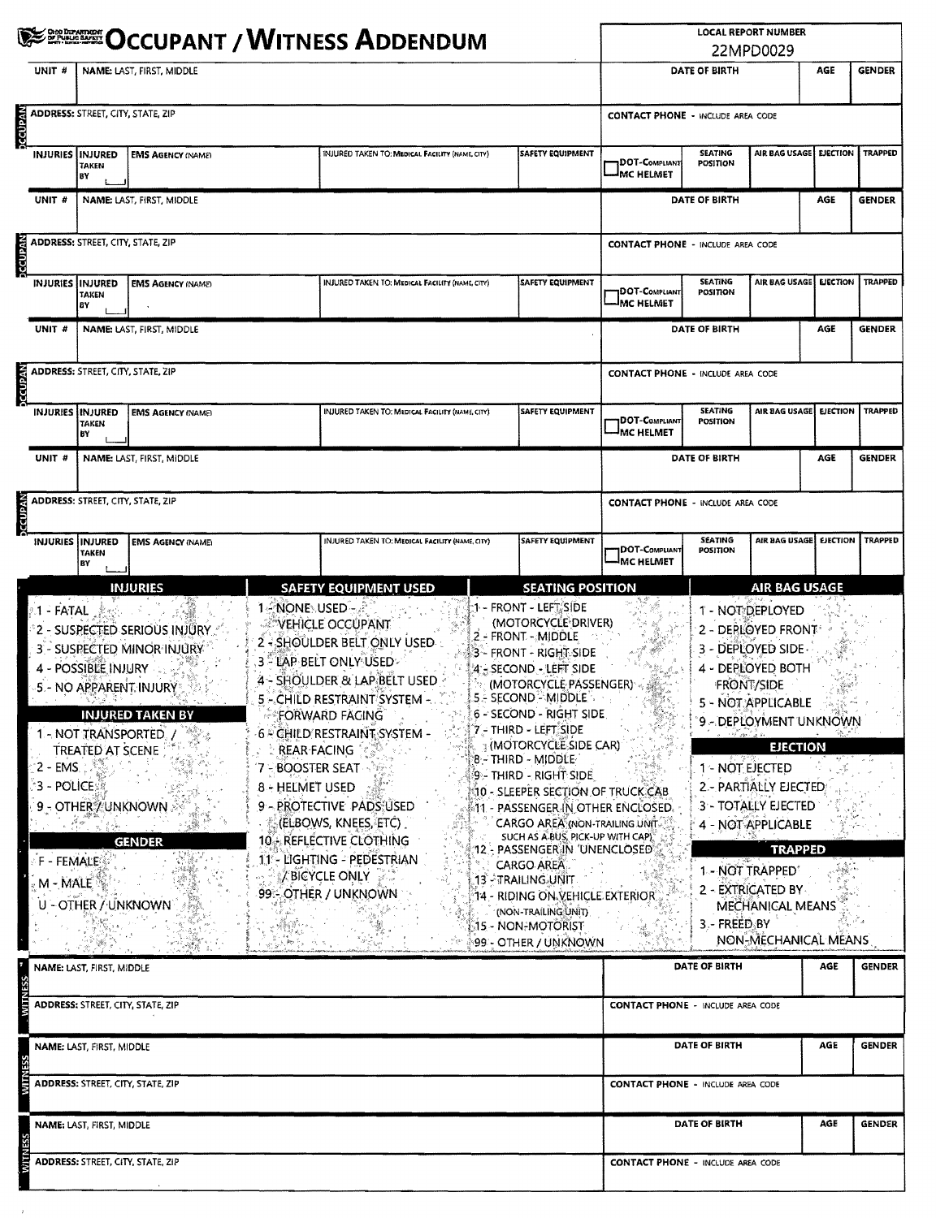# OCCUPANT / WITNESS ADDENDUM

OHIO DEPARTMENT OF PUBLIC SAFETY

**LOCAL REPORT NUMBER**
22MPD0029

## OCCUPANT

| UNIT # | NAME: LAST, FIRST, MIDDLE | | | | | DATE OF BIRTH | | AGE | GENDER |
|---|---|---|---|---|---|---|---|---|---|
| ADDRESS: STREET, CITY, STATE, ZIP | | | | | | CONTACT PHONE - INCLUDE AREA CODE | | | |
| INJURIES | INJURED TAKEN BY | EMS AGENCY (NAME) | INJURED TAKEN TO: MEDICAL FACILITY (NAME, CITY) | SAFETY EQUIPMENT | DOT-COMPLIANT MC HELMET | SEATING POSITION | AIR BAG USAGE | EJECTION | TRAPPED |

## OCCUPANT

| UNIT # | NAME: LAST, FIRST, MIDDLE | | | | | DATE OF BIRTH | | AGE | GENDER |
|---|---|---|---|---|---|---|---|---|---|
| ADDRESS: STREET, CITY, STATE, ZIP | | | | | | CONTACT PHONE - INCLUDE AREA CODE | | | |
| INJURIES | INJURED TAKEN BY | EMS AGENCY (NAME) | INJURED TAKEN TO: MEDICAL FACILITY (NAME, CITY) | SAFETY EQUIPMENT | DOT-COMPLIANT MC HELMET | SEATING POSITION | AIR BAG USAGE | EJECTION | TRAPPED |

## OCCUPANT

| UNIT # | NAME: LAST, FIRST, MIDDLE | | | | | DATE OF BIRTH | | AGE | GENDER |
|---|---|---|---|---|---|---|---|---|---|
| ADDRESS: STREET, CITY, STATE, ZIP | | | | | | CONTACT PHONE - INCLUDE AREA CODE | | | |
| INJURIES | INJURED TAKEN BY | EMS AGENCY (NAME) | INJURED TAKEN TO: MEDICAL FACILITY (NAME, CITY) | SAFETY EQUIPMENT | DOT-COMPLIANT MC HELMET | SEATING POSITION | AIR BAG USAGE | EJECTION | TRAPPED |

## OCCUPANT

| UNIT # | NAME: LAST, FIRST, MIDDLE | | | | | DATE OF BIRTH | | AGE | GENDER |
|---|---|---|---|---|---|---|---|---|---|
| ADDRESS: STREET, CITY, STATE, ZIP | | | | | | CONTACT PHONE - INCLUDE AREA CODE | | | |
| INJURIES | INJURED TAKEN BY | EMS AGENCY (NAME) | INJURED TAKEN TO: MEDICAL FACILITY (NAME, CITY) | SAFETY EQUIPMENT | DOT-COMPLIANT MC HELMET | SEATING POSITION | AIR BAG USAGE | EJECTION | TRAPPED |

### INJURIES
1 - FATAL
2 - SUSPECTED SERIOUS INJURY
3 - SUSPECTED MINOR INJURY
4 - POSSIBLE INJURY
5 - NO APPARENT INJURY

### INJURED TAKEN BY
1 - NOT TRANSPORTED / TREATED AT SCENE
2 - EMS
3 - POLICE
9 - OTHER / UNKNOWN

### GENDER
F - FEMALE
M - MALE
U - OTHER / UNKNOWN

### SAFETY EQUIPMENT USED
1 - NONE USED - VEHICLE OCCUPANT
2 - SHOULDER BELT ONLY USED
3 - LAP BELT ONLY USED
4 - SHOULDER & LAP BELT USED
5 - CHILD RESTRAINT SYSTEM - FORWARD FACING
6 - CHILD RESTRAINT SYSTEM - REAR FACING
7 - BOOSTER SEAT
8 - HELMET USED
9 - PROTECTIVE PADS USED (ELBOWS, KNEES, ETC)
10 - REFLECTIVE CLOTHING
11 - LIGHTING - PEDESTRIAN / BICYCLE ONLY
99 - OTHER / UNKNOWN

### SEATING POSITION
1 - FRONT - LEFT SIDE (MOTORCYCLE DRIVER)
2 - FRONT - MIDDLE
3 - FRONT - RIGHT SIDE
4 - SECOND - LEFT SIDE (MOTORCYCLE PASSENGER)
5 - SECOND - MIDDLE
6 - SECOND - RIGHT SIDE
7 - THIRD - LEFT SIDE (MOTORCYCLE SIDE CAR)
8 - THIRD - MIDDLE
9 - THIRD - RIGHT SIDE
10 - SLEEPER SECTION OF TRUCK CAB
11 - PASSENGER IN OTHER ENCLOSED CARGO AREA (NON-TRAILING UNIT SUCH AS A BUS, PICK-UP WITH CAP)
12 - PASSENGER IN UNENCLOSED CARGO AREA
13 - TRAILING UNIT
14 - RIDING ON VEHICLE EXTERIOR (NON-TRAILING UNIT)
15 - NON-MOTORIST
99 - OTHER / UNKNOWN

### AIR BAG USAGE
1 - NOT DEPLOYED
2 - DEPLOYED FRONT
3 - DEPLOYED SIDE
4 - DEPLOYED BOTH FRONT/SIDE
5 - NOT APPLICABLE
9 - DEPLOYMENT UNKNOWN

### EJECTION
1 - NOT EJECTED
2 - PARTIALLY EJECTED
3 - TOTALLY EJECTED
4 - NOT APPLICABLE

### TRAPPED
1 - NOT TRAPPED
2 - EXTRICATED BY MECHANICAL MEANS
3 - FREED BY NON-MECHANICAL MEANS

## WITNESS

| NAME: LAST, FIRST, MIDDLE | DATE OF BIRTH | AGE | GENDER |
|---|---|---|---|
| ADDRESS: STREET, CITY, STATE, ZIP | CONTACT PHONE - INCLUDE AREA CODE | | |

## WITNESS

| NAME: LAST, FIRST, MIDDLE | DATE OF BIRTH | AGE | GENDER |
|---|---|---|---|
| ADDRESS: STREET, CITY, STATE, ZIP | CONTACT PHONE - INCLUDE AREA CODE | | |

## WITNESS

| NAME: LAST, FIRST, MIDDLE | DATE OF BIRTH | AGE | GENDER |
|---|---|---|---|
| ADDRESS: STREET, CITY, STATE, ZIP | CONTACT PHONE - INCLUDE AREA CODE | | |